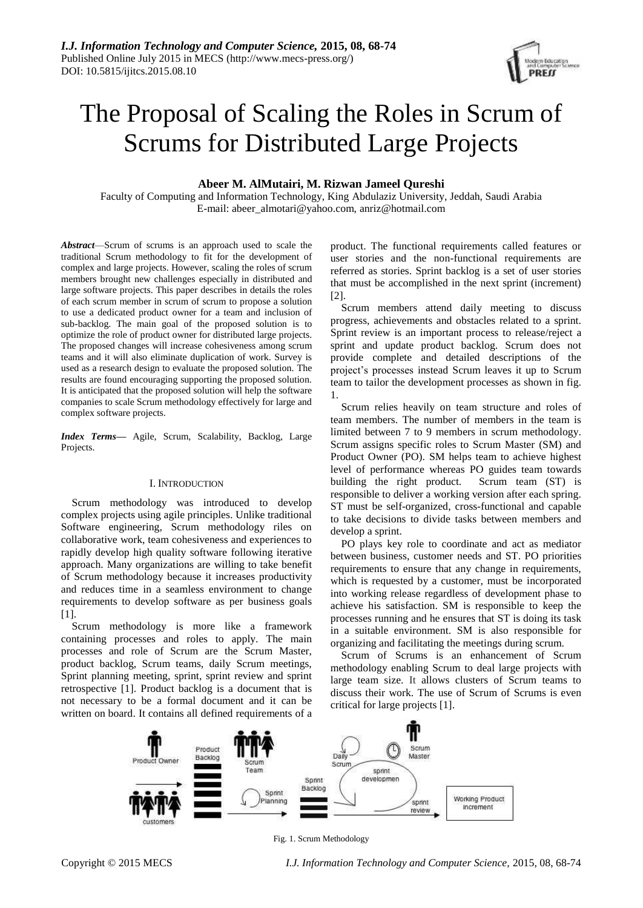# The Proposal of Scaling the Roles in Scrum of Scrums for Distributed Large Projects

**Abeer M. AlMutairi, M. Rizwan Jameel Qureshi**

Faculty of Computing and Information Technology, King Abdulaziz University, Jeddah, Saudi Arabia
E-mail: abeer_almotari@yahoo.com, anriz@hotmail.com

***Abstract***—Scrum of scrums is an approach used to scale the traditional Scrum methodology to fit for the development of complex and large projects. However, scaling the roles of scrum members brought new challenges especially in distributed and large software projects. This paper describes in details the roles of each scrum member in scrum of scrum to propose a solution to use a dedicated product owner for a team and inclusion of sub-backlog. The main goal of the proposed solution is to optimize the role of product owner for distributed large projects. The proposed changes will increase cohesiveness among scrum teams and it will also eliminate duplication of work. Survey is used as a research design to evaluate the proposed solution. The results are found encouraging supporting the proposed solution. It is anticipated that the proposed solution will help the software companies to scale Scrum methodology effectively for large and complex software projects.

***Index Terms***— Agile, Scrum, Scalability, Backlog, Large Projects.

## I. Introduction

Scrum methodology was introduced to develop complex projects using agile principles. Unlike traditional Software engineering, Scrum methodology riles on collaborative work, team cohesiveness and experiences to rapidly develop high quality software following iterative approach. Many organizations are willing to take benefit of Scrum methodology because it increases productivity and reduces time in a seamless environment to change requirements to develop software as per business goals [1].

Scrum methodology is more like a framework containing processes and roles to apply. The main processes and role of Scrum are the Scrum Master, product backlog, Scrum teams, daily Scrum meetings, Sprint planning meeting, sprint, sprint review and sprint retrospective [1]. Product backlog is a document that is not necessary to be a formal document and it can be written on board. It contains all defined requirements of a product. The functional requirements called features or user stories and the non-functional requirements are referred as stories. Sprint backlog is a set of user stories that must be accomplished in the next sprint (increment) [2].

Scrum members attend daily meeting to discuss progress, achievements and obstacles related to a sprint. Sprint review is an important process to release/reject a sprint and update product backlog. Scrum does not provide complete and detailed descriptions of the project's processes instead Scrum leaves it up to Scrum team to tailor the development processes as shown in fig. 1.

Scrum relies heavily on team structure and roles of team members. The number of members in the team is limited between 7 to 9 members in scrum methodology. Scrum assigns specific roles to Scrum Master (SM) and Product Owner (PO). SM helps team to achieve highest level of performance whereas PO guides team towards building the right product. Scrum team (ST) is responsible to deliver a working version after each spring. ST must be self-organized, cross-functional and capable to take decisions to divide tasks between members and develop a sprint.

PO plays key role to coordinate and act as mediator between business, customer needs and ST. PO priorities requirements to ensure that any change in requirements, which is requested by a customer, must be incorporated into working release regardless of development phase to achieve his satisfaction. SM is responsible to keep the processes running and he ensures that ST is doing its task in a suitable environment. SM is also responsible for organizing and facilitating the meetings during scrum.

Scrum of Scrums is an enhancement of Scrum methodology enabling Scrum to deal large projects with large team size. It allows clusters of Scrum teams to discuss their work. The use of Scrum of Scrums is even critical for large projects [1].

Fig. 1. Scrum Methodology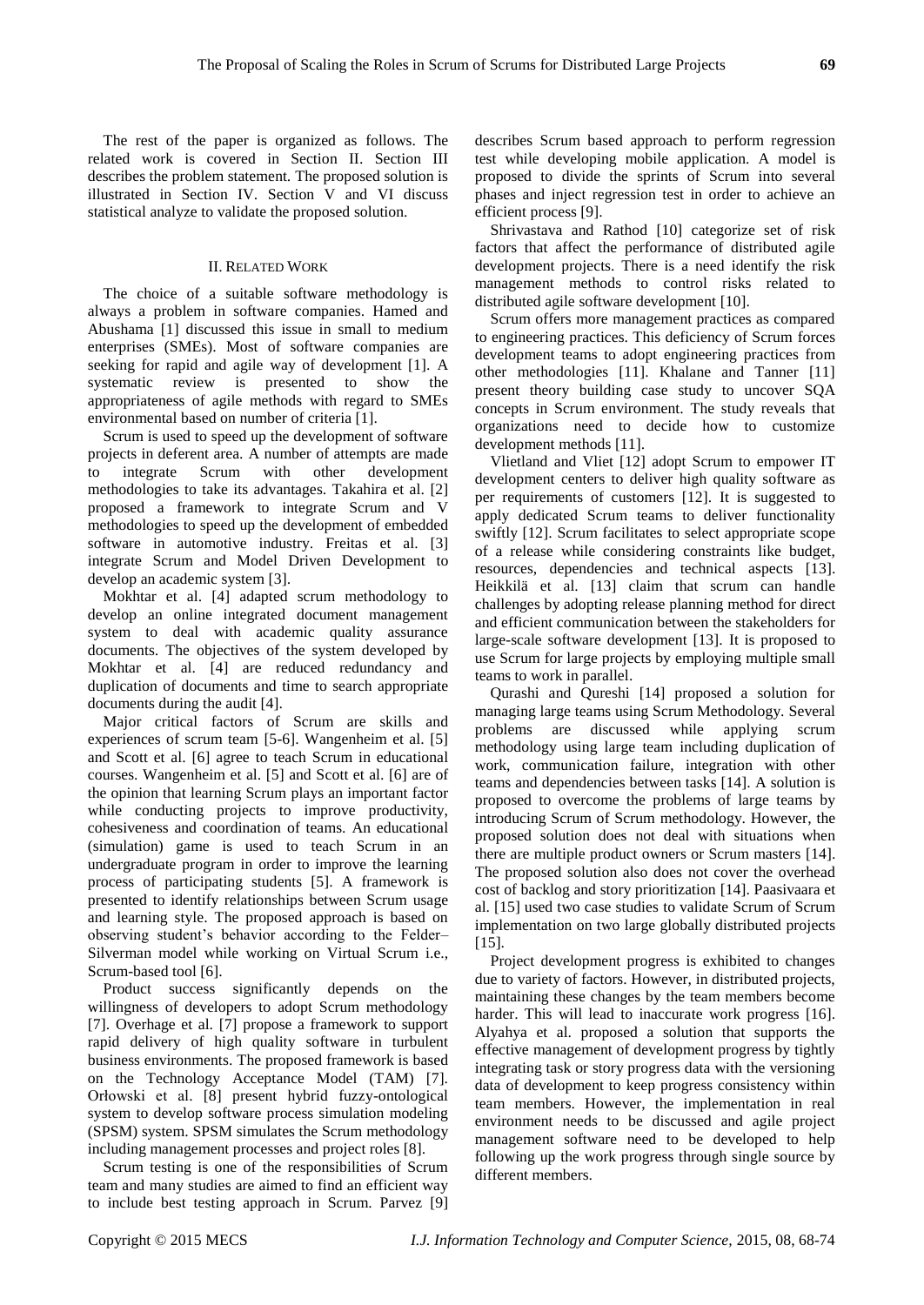The rest of the paper is organized as follows. The related work is covered in Section II. Section III describes the problem statement. The proposed solution is illustrated in Section IV. Section V and VI discuss statistical analyze to validate the proposed solution.

## II. Related Work

The choice of a suitable software methodology is always a problem in software companies. Hamed and Abushama [1] discussed this issue in small to medium enterprises (SMEs). Most of software companies are seeking for rapid and agile way of development [1]. A systematic review is presented to show the appropriateness of agile methods with regard to SMEs environmental based on number of criteria [1].

Scrum is used to speed up the development of software projects in deferent area. A number of attempts are made to integrate Scrum with other development methodologies to take its advantages. Takahira et al. [2] proposed a framework to integrate Scrum and V methodologies to speed up the development of embedded software in automotive industry. Freitas et al. [3] integrate Scrum and Model Driven Development to develop an academic system [3].

Mokhtar et al. [4] adapted scrum methodology to develop an online integrated document management system to deal with academic quality assurance documents. The objectives of the system developed by Mokhtar et al. [4] are reduced redundancy and duplication of documents and time to search appropriate documents during the audit [4].

Major critical factors of Scrum are skills and experiences of scrum team [5-6]. Wangenheim et al. [5] and Scott et al. [6] agree to teach Scrum in educational courses. Wangenheim et al. [5] and Scott et al. [6] are of the opinion that learning Scrum plays an important factor while conducting projects to improve productivity, cohesiveness and coordination of teams. An educational (simulation) game is used to teach Scrum in an undergraduate program in order to improve the learning process of participating students [5]. A framework is presented to identify relationships between Scrum usage and learning style. The proposed approach is based on observing student's behavior according to the Felder–Silverman model while working on Virtual Scrum i.e., Scrum-based tool [6].

Product success significantly depends on the willingness of developers to adopt Scrum methodology [7]. Overhage et al. [7] propose a framework to support rapid delivery of high quality software in turbulent business environments. The proposed framework is based on the Technology Acceptance Model (TAM) [7]. Orłowski et al. [8] present hybrid fuzzy-ontological system to develop software process simulation modeling (SPSM) system. SPSM simulates the Scrum methodology including management processes and project roles [8].

Scrum testing is one of the responsibilities of Scrum team and many studies are aimed to find an efficient way to include best testing approach in Scrum. Parvez [9] describes Scrum based approach to perform regression test while developing mobile application. A model is proposed to divide the sprints of Scrum into several phases and inject regression test in order to achieve an efficient process [9].

Shrivastava and Rathod [10] categorize set of risk factors that affect the performance of distributed agile development projects. There is a need identify the risk management methods to control risks related to distributed agile software development [10].

Scrum offers more management practices as compared to engineering practices. This deficiency of Scrum forces development teams to adopt engineering practices from other methodologies [11]. Khalane and Tanner [11] present theory building case study to uncover SQA concepts in Scrum environment. The study reveals that organizations need to decide how to customize development methods [11].

Vlietland and Vliet [12] adopt Scrum to empower IT development centers to deliver high quality software as per requirements of customers [12]. It is suggested to apply dedicated Scrum teams to deliver functionality swiftly [12]. Scrum facilitates to select appropriate scope of a release while considering constraints like budget, resources, dependencies and technical aspects [13]. Heikkilä et al. [13] claim that scrum can handle challenges by adopting release planning method for direct and efficient communication between the stakeholders for large-scale software development [13]. It is proposed to use Scrum for large projects by employing multiple small teams to work in parallel.

Qurashi and Qureshi [14] proposed a solution for managing large teams using Scrum Methodology. Several problems are discussed while applying scrum methodology using large team including duplication of work, communication failure, integration with other teams and dependencies between tasks [14]. A solution is proposed to overcome the problems of large teams by introducing Scrum of Scrum methodology. However, the proposed solution does not deal with situations when there are multiple product owners or Scrum masters [14]. The proposed solution also does not cover the overhead cost of backlog and story prioritization [14]. Paasivaara et al. [15] used two case studies to validate Scrum of Scrum implementation on two large globally distributed projects [15].

Project development progress is exhibited to changes due to variety of factors. However, in distributed projects, maintaining these changes by the team members become harder. This will lead to inaccurate work progress [16]. Alyahya et al. proposed a solution that supports the effective management of development progress by tightly integrating task or story progress data with the versioning data of development to keep progress consistency within team members. However, the implementation in real environment needs to be discussed and agile project management software need to be developed to help following up the work progress through single source by different members.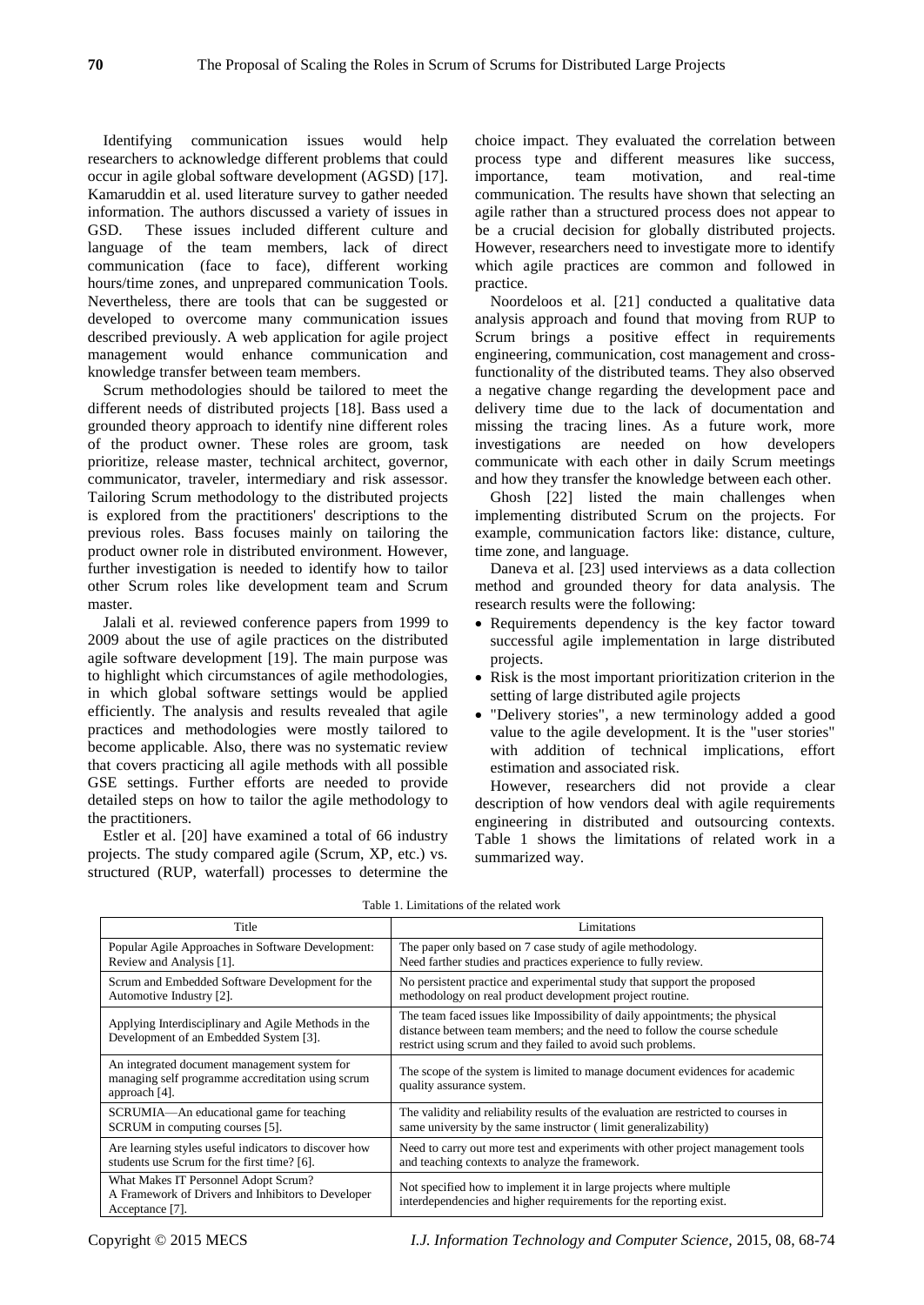Identifying communication issues would help researchers to acknowledge different problems that could occur in agile global software development (AGSD) [17]. Kamaruddin et al. used literature survey to gather needed information. The authors discussed a variety of issues in GSD. These issues included different culture and language of the team members, lack of direct communication (face to face), different working hours/time zones, and unprepared communication Tools. Nevertheless, there are tools that can be suggested or developed to overcome many communication issues described previously. A web application for agile project management would enhance communication and knowledge transfer between team members.

Scrum methodologies should be tailored to meet the different needs of distributed projects [18]. Bass used a grounded theory approach to identify nine different roles of the product owner. These roles are groom, task prioritize, release master, technical architect, governor, communicator, traveler, intermediary and risk assessor. Tailoring Scrum methodology to the distributed projects is explored from the practitioners' descriptions to the previous roles. Bass focuses mainly on tailoring the product owner role in distributed environment. However, further investigation is needed to identify how to tailor other Scrum roles like development team and Scrum master.

Jalali et al. reviewed conference papers from 1999 to 2009 about the use of agile practices on the distributed agile software development [19]. The main purpose was to highlight which circumstances of agile methodologies, in which global software settings would be applied efficiently. The analysis and results revealed that agile practices and methodologies were mostly tailored to become applicable. Also, there was no systematic review that covers practicing all agile methods with all possible GSE settings. Further efforts are needed to provide detailed steps on how to tailor the agile methodology to the practitioners.

Estler et al. [20] have examined a total of 66 industry projects. The study compared agile (Scrum, XP, etc.) vs. structured (RUP, waterfall) processes to determine the choice impact. They evaluated the correlation between process type and different measures like success, importance, team motivation, and real-time communication. The results have shown that selecting an agile rather than a structured process does not appear to be a crucial decision for globally distributed projects. However, researchers need to investigate more to identify which agile practices are common and followed in practice.

Noordeloos et al. [21] conducted a qualitative data analysis approach and found that moving from RUP to Scrum brings a positive effect in requirements engineering, communication, cost management and cross-functionality of the distributed teams. They also observed a negative change regarding the development pace and delivery time due to the lack of documentation and missing the tracing lines. As a future work, more investigations are needed on how developers communicate with each other in daily Scrum meetings and how they transfer the knowledge between each other.

Ghosh [22] listed the main challenges when implementing distributed Scrum on the projects. For example, communication factors like: distance, culture, time zone, and language.

Daneva et al. [23] used interviews as a data collection method and grounded theory for data analysis. The research results were the following:

- Requirements dependency is the key factor toward successful agile implementation in large distributed projects.
- Risk is the most important prioritization criterion in the setting of large distributed agile projects
- "Delivery stories", a new terminology added a good value to the agile development. It is the "user stories" with addition of technical implications, effort estimation and associated risk.

However, researchers did not provide a clear description of how vendors deal with agile requirements engineering in distributed and outsourcing contexts. Table 1 shows the limitations of related work in a summarized way.

Table 1. Limitations of the related work

| Title | Limitations |
|---|---|
| Popular Agile Approaches in Software Development: Review and Analysis [1]. | The paper only based on 7 case study of agile methodology. Need farther studies and practices experience to fully review. |
| Scrum and Embedded Software Development for the Automotive Industry [2]. | No persistent practice and experimental study that support the proposed methodology on real product development project routine. |
| Applying Interdisciplinary and Agile Methods in the Development of an Embedded System [3]. | The team faced issues like Impossibility of daily appointments; the physical distance between team members; and the need to follow the course schedule restrict using scrum and they failed to avoid such problems. |
| An integrated document management system for managing self programme accreditation using scrum approach [4]. | The scope of the system is limited to manage document evidences for academic quality assurance system. |
| SCRUMIA—An educational game for teaching SCRUM in computing courses [5]. | The validity and reliability results of the evaluation are restricted to courses in same university by the same instructor ( limit generalizability) |
| Are learning styles useful indicators to discover how students use Scrum for the first time? [6]. | Need to carry out more test and experiments with other project management tools and teaching contexts to analyze the framework. |
| What Makes IT Personnel Adopt Scrum? A Framework of Drivers and Inhibitors to Developer Acceptance [7]. | Not specified how to implement it in large projects where multiple interdependencies and higher requirements for the reporting exist. |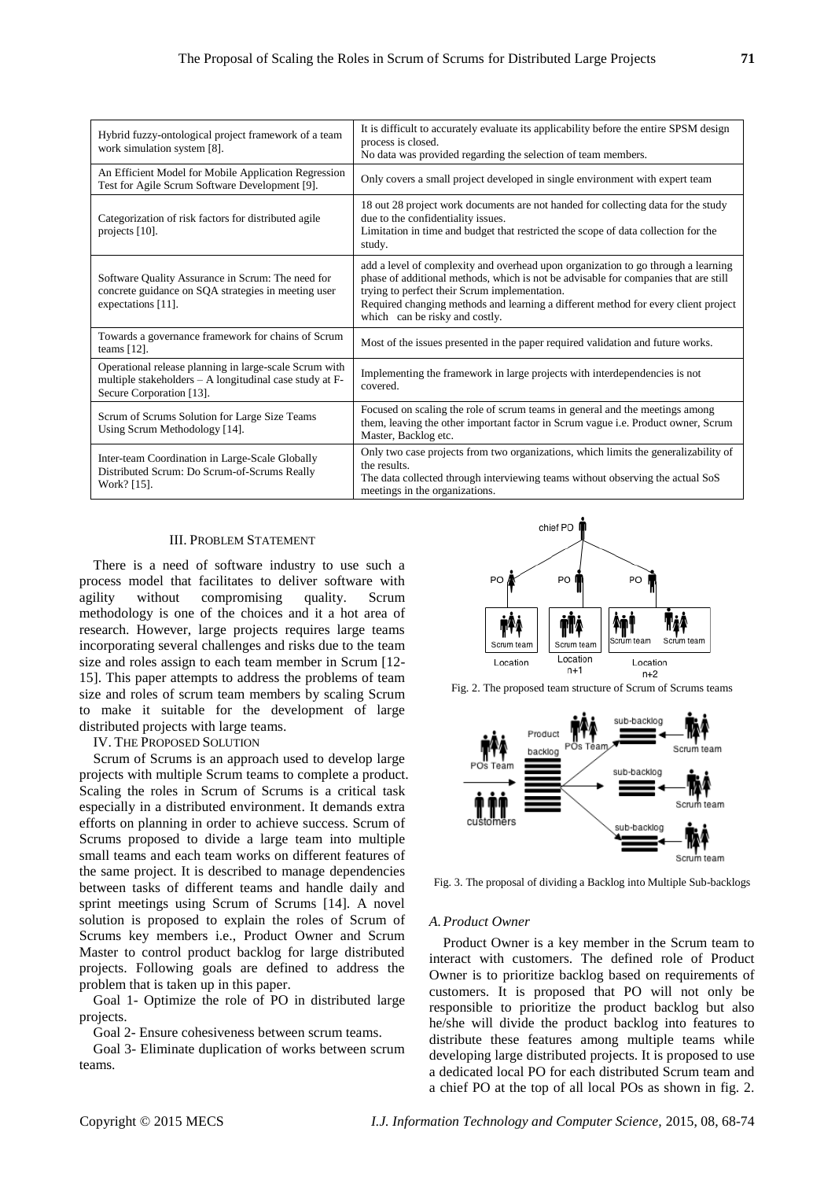| Hybrid fuzzy-ontological project framework of a team work simulation system [8]. | It is difficult to accurately evaluate its applicability before the entire SPSM design process is closed.<br>No data was provided regarding the selection of team members. |
|---|---|
| An Efficient Model for Mobile Application Regression Test for Agile Scrum Software Development [9]. | Only covers a small project developed in single environment with expert team |
| Categorization of risk factors for distributed agile projects [10]. | 18 out 28 project work documents are not handed for collecting data for the study due to the confidentiality issues.<br>Limitation in time and budget that restricted the scope of data collection for the study. |
| Software Quality Assurance in Scrum: The need for concrete guidance on SQA strategies in meeting user expectations [11]. | add a level of complexity and overhead upon organization to go through a learning phase of additional methods, which is not be advisable for companies that are still trying to perfect their Scrum implementation.<br>Required changing methods and learning a different method for every client project which can be risky and costly. |
| Towards a governance framework for chains of Scrum teams [12]. | Most of the issues presented in the paper required validation and future works. |
| Operational release planning in large-scale Scrum with multiple stakeholders – A longitudinal case study at F-Secure Corporation [13]. | Implementing the framework in large projects with interdependencies is not covered. |
| Scrum of Scrums Solution for Large Size Teams Using Scrum Methodology [14]. | Focused on scaling the role of scrum teams in general and the meetings among them, leaving the other important factor in Scrum vague i.e. Product owner, Scrum Master, Backlog etc. |
| Inter-team Coordination in Large-Scale Globally Distributed Scrum: Do Scrum-of-Scrums Really Work? [15]. | Only two case projects from two organizations, which limits the generalizability of the results.<br>The data collected through interviewing teams without observing the actual SoS meetings in the organizations. |

## III. Problem Statement

There is a need of software industry to use such a process model that facilitates to deliver software with agility without compromising quality. Scrum methodology is one of the choices and it a hot area of research. However, large projects requires large teams incorporating several challenges and risks due to the team size and roles assign to each team member in Scrum [12-15]. This paper attempts to address the problems of team size and roles of scrum team members by scaling Scrum to make it suitable for the development of large distributed projects with large teams.

## IV. The Proposed Solution

Scrum of Scrums is an approach used to develop large projects with multiple Scrum teams to complete a product. Scaling the roles in Scrum of Scrums is a critical task especially in a distributed environment. It demands extra efforts on planning in order to achieve success. Scrum of Scrums proposed to divide a large team into multiple small teams and each team works on different features of the same project. It is described to manage dependencies between tasks of different teams and handle daily and sprint meetings using Scrum of Scrums [14]. A novel solution is proposed to explain the roles of Scrum of Scrums key members i.e., Product Owner and Scrum Master to control product backlog for large distributed projects. Following goals are defined to address the problem that is taken up in this paper.

Goal 1- Optimize the role of PO in distributed large projects.

Goal 2- Ensure cohesiveness between scrum teams.

Goal 3- Eliminate duplication of works between scrum teams.

Fig. 2. The proposed team structure of Scrum of Scrums teams

Fig. 3. The proposal of dividing a Backlog into Multiple Sub-backlogs

### *A. Product Owner*

Product Owner is a key member in the Scrum team to interact with customers. The defined role of Product Owner is to prioritize backlog based on requirements of customers. It is proposed that PO will not only be responsible to prioritize the product backlog but also he/she will divide the product backlog into features to distribute these features among multiple teams while developing large distributed projects. It is proposed to use a dedicated local PO for each distributed Scrum team and a chief PO at the top of all local POs as shown in fig. 2.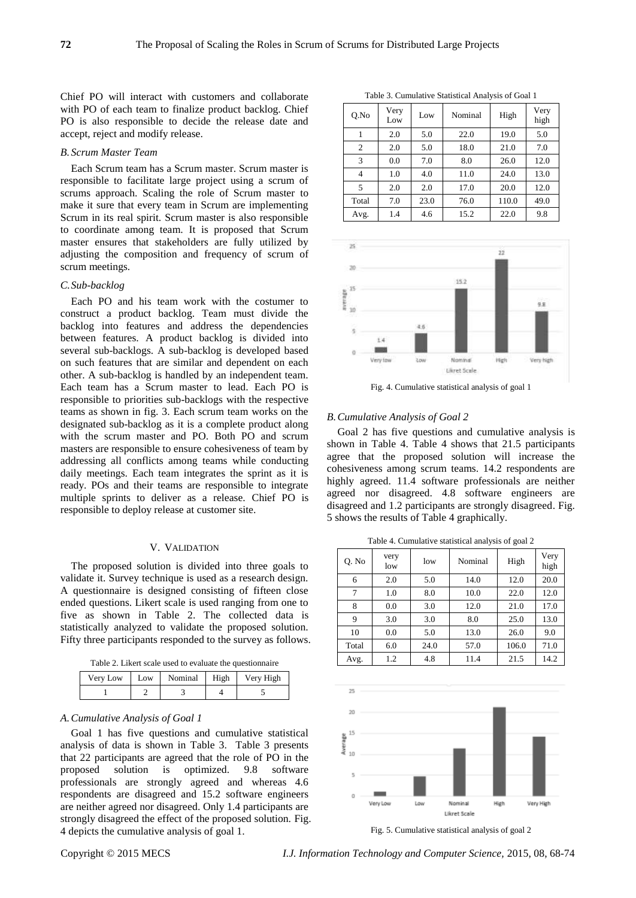Chief PO will interact with customers and collaborate with PO of each team to finalize product backlog. Chief PO is also responsible to decide the release date and accept, reject and modify release.

### *B. Scrum Master Team*

Each Scrum team has a Scrum master. Scrum master is responsible to facilitate large project using a scrum of scrums approach. Scaling the role of Scrum master to make it sure that every team in Scrum are implementing Scrum in its real spirit. Scrum master is also responsible to coordinate among team. It is proposed that Scrum master ensures that stakeholders are fully utilized by adjusting the composition and frequency of scrum of scrum meetings.

### *C. Sub-backlog*

Each PO and his team work with the costumer to construct a product backlog. Team must divide the backlog into features and address the dependencies between features. A product backlog is divided into several sub-backlogs. A sub-backlog is developed based on such features that are similar and dependent on each other. A sub-backlog is handled by an independent team. Each team has a Scrum master to lead. Each PO is responsible to priorities sub-backlogs with the respective teams as shown in fig. 3. Each scrum team works on the designated sub-backlog as it is a complete product along with the scrum master and PO. Both PO and scrum masters are responsible to ensure cohesiveness of team by addressing all conflicts among teams while conducting daily meetings. Each team integrates the sprint as it is ready. POs and their teams are responsible to integrate multiple sprints to deliver as a release. Chief PO is responsible to deploy release at customer site.

## V. VALIDATION

The proposed solution is divided into three goals to validate it. Survey technique is used as a research design. A questionnaire is designed consisting of fifteen close ended questions. Likert scale is used ranging from one to five as shown in Table 2. The collected data is statistically analyzed to validate the proposed solution. Fifty three participants responded to the survey as follows.

Table 2. Likert scale used to evaluate the questionnaire

| Very Low | Low | Nominal | High | Very High |
|---|---|---|---|---|
| 1 | 2 | 3 | 4 | 5 |

### *A. Cumulative Analysis of Goal 1*

Goal 1 has five questions and cumulative statistical analysis of data is shown in Table 3. Table 3 presents that 22 participants are agreed that the role of PO in the proposed solution is optimized. 9.8 software professionals are strongly agreed and whereas 4.6 respondents are disagreed and 15.2 software engineers are neither agreed nor disagreed. Only 1.4 participants are strongly disagreed the effect of the proposed solution. Fig. 4 depicts the cumulative analysis of goal 1.

Table 3. Cumulative Statistical Analysis of Goal 1

| Q.No | Very Low | Low | Nominal | High | Very high |
|---|---|---|---|---|---|
| 1 | 2.0 | 5.0 | 22.0 | 19.0 | 5.0 |
| 2 | 2.0 | 5.0 | 18.0 | 21.0 | 7.0 |
| 3 | 0.0 | 7.0 | 8.0 | 26.0 | 12.0 |
| 4 | 1.0 | 4.0 | 11.0 | 24.0 | 13.0 |
| 5 | 2.0 | 2.0 | 17.0 | 20.0 | 12.0 |
| Total | 7.0 | 23.0 | 76.0 | 110.0 | 49.0 |
| Avg. | 1.4 | 4.6 | 15.2 | 22.0 | 9.8 |

Fig. 4. Cumulative statistical analysis of goal 1

### *B. Cumulative Analysis of Goal 2*

Goal 2 has five questions and cumulative analysis is shown in Table 4. Table 4 shows that 21.5 participants agree that the proposed solution will increase the cohesiveness among scrum teams. 14.2 respondents are highly agreed. 11.4 software professionals are neither agreed nor disagreed. 4.8 software engineers are disagreed and 1.2 participants are strongly disagreed. Fig. 5 shows the results of Table 4 graphically.

Table 4. Cumulative statistical analysis of goal 2

| Q. No | very low | low | Nominal | High | Very high |
|---|---|---|---|---|---|
| 6 | 2.0 | 5.0 | 14.0 | 12.0 | 20.0 |
| 7 | 1.0 | 8.0 | 10.0 | 22.0 | 12.0 |
| 8 | 0.0 | 3.0 | 12.0 | 21.0 | 17.0 |
| 9 | 3.0 | 3.0 | 8.0 | 25.0 | 13.0 |
| 10 | 0.0 | 5.0 | 13.0 | 26.0 | 9.0 |
| Total | 6.0 | 24.0 | 57.0 | 106.0 | 71.0 |
| Avg. | 1.2 | 4.8 | 11.4 | 21.5 | 14.2 |

Fig. 5. Cumulative statistical analysis of goal 2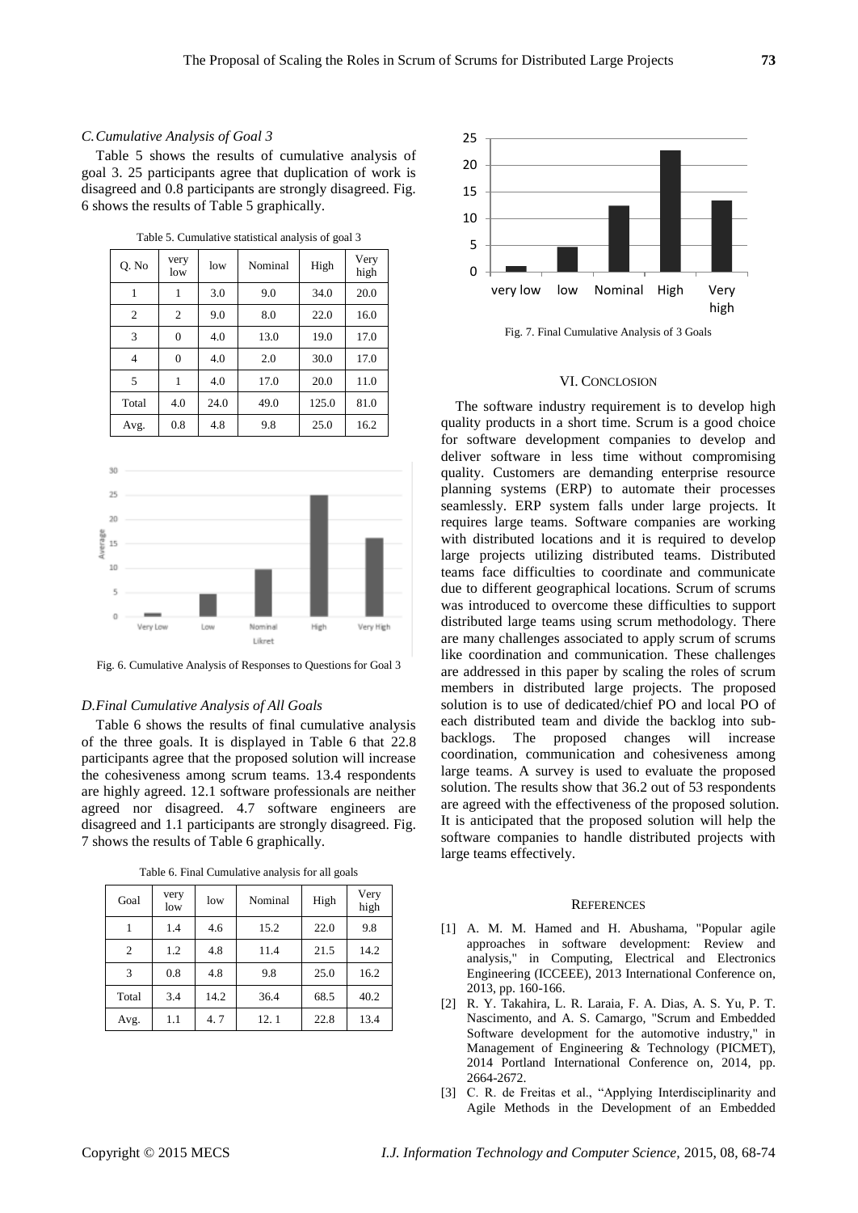### C. Cumulative Analysis of Goal 3

Table 5 shows the results of cumulative analysis of goal 3. 25 participants agree that duplication of work is disagreed and 0.8 participants are strongly disagreed. Fig. 6 shows the results of Table 5 graphically.

Table 5. Cumulative statistical analysis of goal 3

| Q. No | very low | low | Nominal | High | Very high |
|---|---|---|---|---|---|
| 1 | 1 | 3.0 | 9.0 | 34.0 | 20.0 |
| 2 | 2 | 9.0 | 8.0 | 22.0 | 16.0 |
| 3 | 0 | 4.0 | 13.0 | 19.0 | 17.0 |
| 4 | 0 | 4.0 | 2.0 | 30.0 | 17.0 |
| 5 | 1 | 4.0 | 17.0 | 20.0 | 11.0 |
| Total | 4.0 | 24.0 | 49.0 | 125.0 | 81.0 |
| Avg. | 0.8 | 4.8 | 9.8 | 25.0 | 16.2 |

Fig. 6. Cumulative Analysis of Responses to Questions for Goal 3

### D. Final Cumulative Analysis of All Goals

Table 6 shows the results of final cumulative analysis of the three goals. It is displayed in Table 6 that 22.8 participants agree that the proposed solution will increase the cohesiveness among scrum teams. 13.4 respondents are highly agreed. 12.1 software professionals are neither agreed nor disagreed. 4.7 software engineers are disagreed and 1.1 participants are strongly disagreed. Fig. 7 shows the results of Table 6 graphically.

Table 6. Final Cumulative analysis for all goals

| Goal | very low | low | Nominal | High | Very high |
|---|---|---|---|---|---|
| 1 | 1.4 | 4.6 | 15.2 | 22.0 | 9.8 |
| 2 | 1.2 | 4.8 | 11.4 | 21.5 | 14.2 |
| 3 | 0.8 | 4.8 | 9.8 | 25.0 | 16.2 |
| Total | 3.4 | 14.2 | 36.4 | 68.5 | 40.2 |
| Avg. | 1.1 | 4. 7 | 12. 1 | 22.8 | 13.4 |

Fig. 7. Final Cumulative Analysis of 3 Goals

## VI. Conclusion

The software industry requirement is to develop high quality products in a short time. Scrum is a good choice for software development companies to develop and deliver software in less time without compromising quality. Customers are demanding enterprise resource planning systems (ERP) to automate their processes seamlessly. ERP system falls under large projects. It requires large teams. Software companies are working with distributed locations and it is required to develop large projects utilizing distributed teams. Distributed teams face difficulties to coordinate and communicate due to different geographical locations. Scrum of scrums was introduced to overcome these difficulties to support distributed large teams using scrum methodology. There are many challenges associated to apply scrum of scrums like coordination and communication. These challenges are addressed in this paper by scaling the roles of scrum members in distributed large projects. The proposed solution is to use of dedicated/chief PO and local PO of each distributed team and divide the backlog into sub-backlogs. The proposed changes will increase coordination, communication and cohesiveness among large teams. A survey is used to evaluate the proposed solution. The results show that 36.2 out of 53 respondents are agreed with the effectiveness of the proposed solution. It is anticipated that the proposed solution will help the software companies to handle distributed projects with large teams effectively.

## References

[1] A. M. M. Hamed and H. Abushama, "Popular agile approaches in software development: Review and analysis," in Computing, Electrical and Electronics Engineering (ICCEEE), 2013 International Conference on, 2013, pp. 160-166.

[2] R. Y. Takahira, L. R. Laraia, F. A. Dias, A. S. Yu, P. T. Nascimento, and A. S. Camargo, "Scrum and Embedded Software development for the automotive industry," in Management of Engineering & Technology (PICMET), 2014 Portland International Conference on, 2014, pp. 2664-2672.

[3] C. R. de Freitas et al., "Applying Interdisciplinarity and Agile Methods in the Development of an Embedded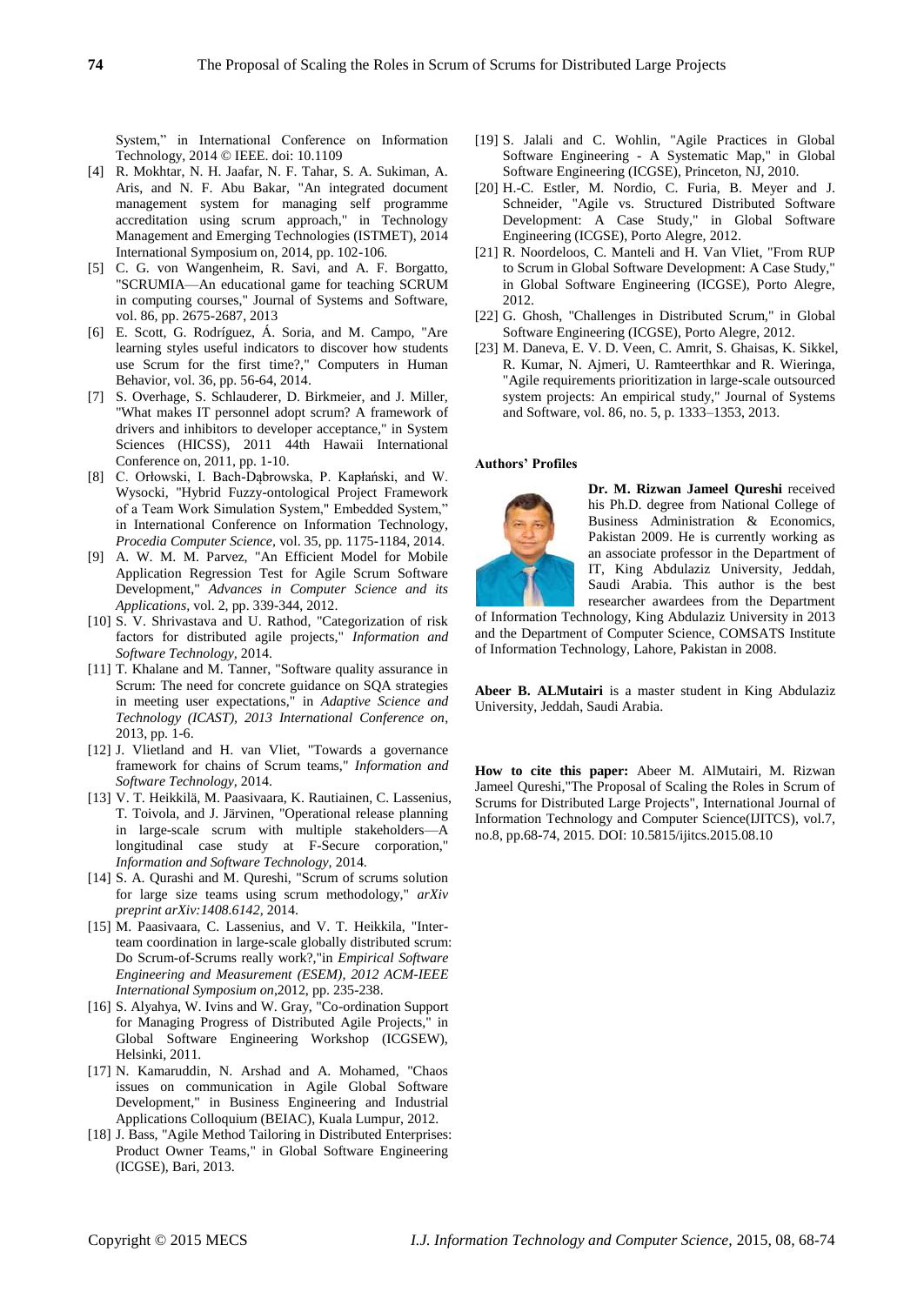System," in International Conference on Information Technology, 2014 © IEEE. doi: 10.1109

[4] R. Mokhtar, N. H. Jaafar, N. F. Tahar, S. A. Sukiman, A. Aris, and N. F. Abu Bakar, "An integrated document management system for managing self programme accreditation using scrum approach," in Technology Management and Emerging Technologies (ISTMET), 2014 International Symposium on, 2014, pp. 102-106.

[5] C. G. von Wangenheim, R. Savi, and A. F. Borgatto, "SCRUMIA—An educational game for teaching SCRUM in computing courses," Journal of Systems and Software, vol. 86, pp. 2675-2687, 2013

[6] E. Scott, G. Rodríguez, Á. Soria, and M. Campo, "Are learning styles useful indicators to discover how students use Scrum for the first time?," Computers in Human Behavior, vol. 36, pp. 56-64, 2014.

[7] S. Overhage, S. Schlauderer, D. Birkmeier, and J. Miller, "What makes IT personnel adopt scrum? A framework of drivers and inhibitors to developer acceptance," in System Sciences (HICSS), 2011 44th Hawaii International Conference on, 2011, pp. 1-10.

[8] C. Orłowski, I. Bach-Dąbrowska, P. Kapłański, and W. Wysocki, "Hybrid Fuzzy-ontological Project Framework of a Team Work Simulation System," Embedded System," in International Conference on Information Technology, *Procedia Computer Science*, vol. 35, pp. 1175-1184, 2014.

[9] A. W. M. M. Parvez, "An Efficient Model for Mobile Application Regression Test for Agile Scrum Software Development," *Advances in Computer Science and its Applications*, vol. 2, pp. 339-344, 2012.

[10] S. V. Shrivastava and U. Rathod, "Categorization of risk factors for distributed agile projects," *Information and Software Technology*, 2014.

[11] T. Khalane and M. Tanner, "Software quality assurance in Scrum: The need for concrete guidance on SQA strategies in meeting user expectations," in *Adaptive Science and Technology (ICAST), 2013 International Conference on*, 2013, pp. 1-6.

[12] J. Vlietland and H. van Vliet, "Towards a governance framework for chains of Scrum teams," *Information and Software Technology*, 2014.

[13] V. T. Heikkilä, M. Paasivaara, K. Rautiainen, C. Lassenius, T. Toivola, and J. Järvinen, "Operational release planning in large-scale scrum with multiple stakeholders—A longitudinal case study at F-Secure corporation," *Information and Software Technology*, 2014.

[14] S. A. Qurashi and M. Qureshi, "Scrum of scrums solution for large size teams using scrum methodology," *arXiv preprint arXiv:1408.6142*, 2014.

[15] M. Paasivaara, C. Lassenius, and V. T. Heikkila, "Inter-team coordination in large-scale globally distributed scrum: Do Scrum-of-Scrums really work?,"in *Empirical Software Engineering and Measurement (ESEM), 2012 ACM-IEEE International Symposium on*,2012, pp. 235-238.

[16] S. Alyahya, W. Ivins and W. Gray, "Co-ordination Support for Managing Progress of Distributed Agile Projects," in Global Software Engineering Workshop (ICGSEW), Helsinki, 2011.

[17] N. Kamaruddin, N. Arshad and A. Mohamed, "Chaos issues on communication in Agile Global Software Development," in Business Engineering and Industrial Applications Colloquium (BEIAC), Kuala Lumpur, 2012.

[18] J. Bass, "Agile Method Tailoring in Distributed Enterprises: Product Owner Teams," in Global Software Engineering (ICGSE), Bari, 2013.

[19] S. Jalali and C. Wohlin, "Agile Practices in Global Software Engineering - A Systematic Map," in Global Software Engineering (ICGSE), Princeton, NJ, 2010.

[20] H.-C. Estler, M. Nordio, C. Furia, B. Meyer and J. Schneider, "Agile vs. Structured Distributed Software Development: A Case Study," in Global Software Engineering (ICGSE), Porto Alegre, 2012.

[21] R. Noordeloos, C. Manteli and H. Van Vliet, "From RUP to Scrum in Global Software Development: A Case Study," in Global Software Engineering (ICGSE), Porto Alegre, 2012.

[22] G. Ghosh, "Challenges in Distributed Scrum," in Global Software Engineering (ICGSE), Porto Alegre, 2012.

[23] M. Daneva, E. V. D. Veen, C. Amrit, S. Ghaisas, K. Sikkel, R. Kumar, N. Ajmeri, U. Ramteerthkar and R. Wieringa, "Agile requirements prioritization in large-scale outsourced system projects: An empirical study," Journal of Systems and Software, vol. 86, no. 5, p. 1333–1353, 2013.

**Authors' Profiles**

**Dr. M. Rizwan Jameel Qureshi** received his Ph.D. degree from National College of Business Administration & Economics, Pakistan 2009. He is currently working as an associate professor in the Department of IT, King Abdulaziz University, Jeddah, Saudi Arabia. This author is the best researcher awardees from the Department of Information Technology, King Abdulaziz University in 2013 and the Department of Computer Science, COMSATS Institute of Information Technology, Lahore, Pakistan in 2008.

**Abeer B. ALMutairi** is a master student in King Abdulaziz University, Jeddah, Saudi Arabia.

**How to cite this paper:** Abeer M. AlMutairi, M. Rizwan Jameel Qureshi,"The Proposal of Scaling the Roles in Scrum of Scrums for Distributed Large Projects", International Journal of Information Technology and Computer Science(IJITCS), vol.7, no.8, pp.68-74, 2015. DOI: 10.5815/ijitcs.2015.08.10